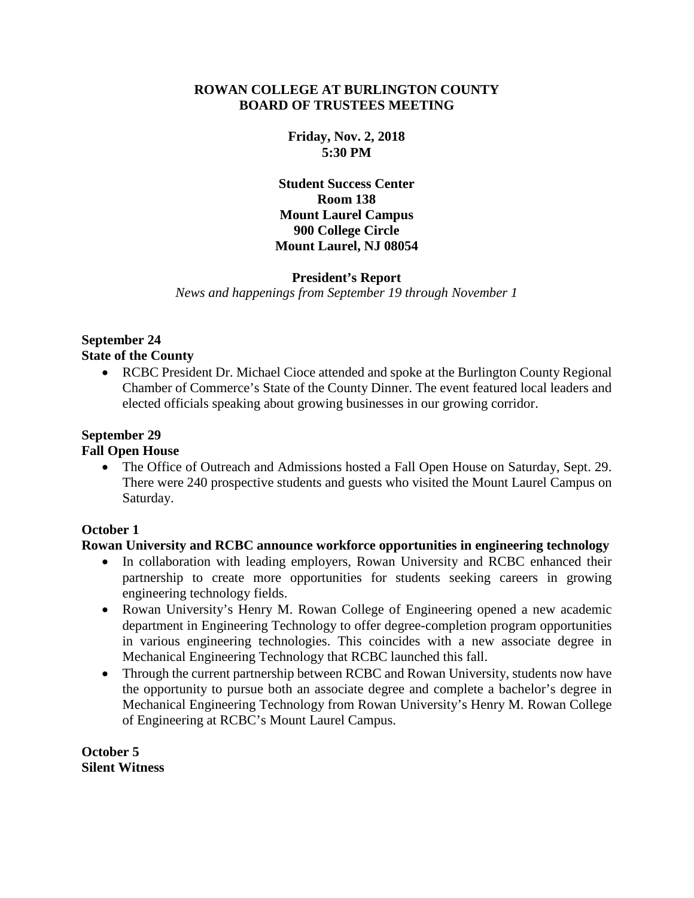# ROWAN COLLEGE AT BURLINGTON COUNTY
# BOARD OF TRUSTEES MEETING

**Friday, Nov. 2, 2018**
**5:30 PM**

**Student Success Center**
**Room 138**
**Mount Laurel Campus**
**900 College Circle**
**Mount Laurel, NJ 08054**

## President's Report

*News and happenings from September 19 through November 1*

### September 24
**State of the County**

- RCBC President Dr. Michael Cioce attended and spoke at the Burlington County Regional Chamber of Commerce's State of the County Dinner. The event featured local leaders and elected officials speaking about growing businesses in our growing corridor.

### September 29
**Fall Open House**

- The Office of Outreach and Admissions hosted a Fall Open House on Saturday, Sept. 29. There were 240 prospective students and guests who visited the Mount Laurel Campus on Saturday.

### October 1
**Rowan University and RCBC announce workforce opportunities in engineering technology**

- In collaboration with leading employers, Rowan University and RCBC enhanced their partnership to create more opportunities for students seeking careers in growing engineering technology fields.
- Rowan University's Henry M. Rowan College of Engineering opened a new academic department in Engineering Technology to offer degree-completion program opportunities in various engineering technologies. This coincides with a new associate degree in Mechanical Engineering Technology that RCBC launched this fall.
- Through the current partnership between RCBC and Rowan University, students now have the opportunity to pursue both an associate degree and complete a bachelor's degree in Mechanical Engineering Technology from Rowan University's Henry M. Rowan College of Engineering at RCBC's Mount Laurel Campus.

### October 5
**Silent Witness**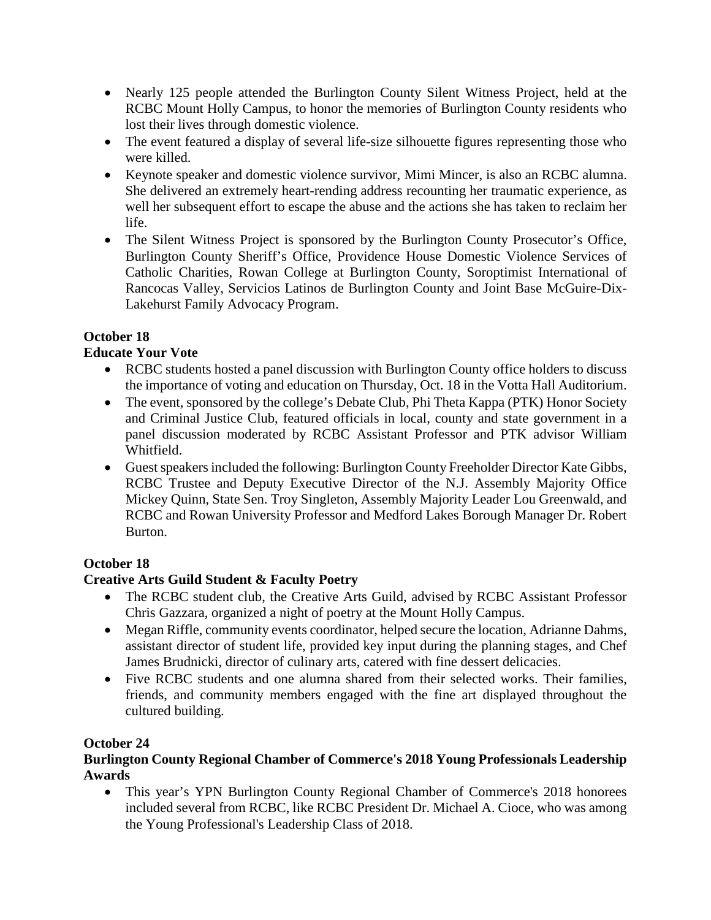- Nearly 125 people attended the Burlington County Silent Witness Project, held at the RCBC Mount Holly Campus, to honor the memories of Burlington County residents who lost their lives through domestic violence.
- The event featured a display of several life-size silhouette figures representing those who were killed.
- Keynote speaker and domestic violence survivor, Mimi Mincer, is also an RCBC alumna. She delivered an extremely heart-rending address recounting her traumatic experience, as well her subsequent effort to escape the abuse and the actions she has taken to reclaim her life.
- The Silent Witness Project is sponsored by the Burlington County Prosecutor's Office, Burlington County Sheriff's Office, Providence House Domestic Violence Services of Catholic Charities, Rowan College at Burlington County, Soroptimist International of Rancocas Valley, Servicios Latinos de Burlington County and Joint Base McGuire-Dix-Lakehurst Family Advocacy Program.

**October 18**
**Educate Your Vote**

- RCBC students hosted a panel discussion with Burlington County office holders to discuss the importance of voting and education on Thursday, Oct. 18 in the Votta Hall Auditorium.
- The event, sponsored by the college's Debate Club, Phi Theta Kappa (PTK) Honor Society and Criminal Justice Club, featured officials in local, county and state government in a panel discussion moderated by RCBC Assistant Professor and PTK advisor William Whitfield.
- Guest speakers included the following: Burlington County Freeholder Director Kate Gibbs, RCBC Trustee and Deputy Executive Director of the N.J. Assembly Majority Office Mickey Quinn, State Sen. Troy Singleton, Assembly Majority Leader Lou Greenwald, and RCBC and Rowan University Professor and Medford Lakes Borough Manager Dr. Robert Burton.

**October 18**
**Creative Arts Guild Student & Faculty Poetry**

- The RCBC student club, the Creative Arts Guild, advised by RCBC Assistant Professor Chris Gazzara, organized a night of poetry at the Mount Holly Campus.
- Megan Riffle, community events coordinator, helped secure the location, Adrianne Dahms, assistant director of student life, provided key input during the planning stages, and Chef James Brudnicki, director of culinary arts, catered with fine dessert delicacies.
- Five RCBC students and one alumna shared from their selected works. Their families, friends, and community members engaged with the fine art displayed throughout the cultured building.

**October 24**
**Burlington County Regional Chamber of Commerce's 2018 Young Professionals Leadership Awards**

- This year's YPN Burlington County Regional Chamber of Commerce's 2018 honorees included several from RCBC, like RCBC President Dr. Michael A. Cioce, who was among the Young Professional's Leadership Class of 2018.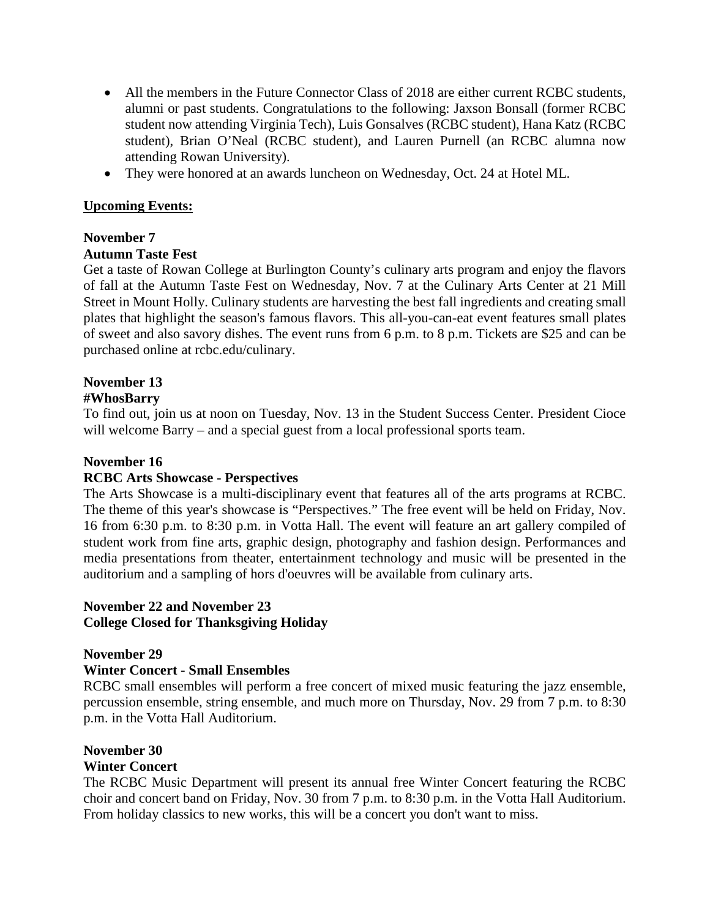- All the members in the Future Connector Class of 2018 are either current RCBC students, alumni or past students. Congratulations to the following: Jaxson Bonsall (former RCBC student now attending Virginia Tech), Luis Gonsalves (RCBC student), Hana Katz (RCBC student), Brian O'Neal (RCBC student), and Lauren Purnell (an RCBC alumna now attending Rowan University).
- They were honored at an awards luncheon on Wednesday, Oct. 24 at Hotel ML.

**Upcoming Events:**

**November 7**
**Autumn Taste Fest**
Get a taste of Rowan College at Burlington County's culinary arts program and enjoy the flavors of fall at the Autumn Taste Fest on Wednesday, Nov. 7 at the Culinary Arts Center at 21 Mill Street in Mount Holly. Culinary students are harvesting the best fall ingredients and creating small plates that highlight the season's famous flavors. This all-you-can-eat event features small plates of sweet and also savory dishes. The event runs from 6 p.m. to 8 p.m. Tickets are $25 and can be purchased online at rcbc.edu/culinary.

**November 13**
**#WhosBarry**
To find out, join us at noon on Tuesday, Nov. 13 in the Student Success Center. President Cioce will welcome Barry – and a special guest from a local professional sports team.

**November 16**
**RCBC Arts Showcase - Perspectives**
The Arts Showcase is a multi-disciplinary event that features all of the arts programs at RCBC. The theme of this year's showcase is "Perspectives." The free event will be held on Friday, Nov. 16 from 6:30 p.m. to 8:30 p.m. in Votta Hall. The event will feature an art gallery compiled of student work from fine arts, graphic design, photography and fashion design. Performances and media presentations from theater, entertainment technology and music will be presented in the auditorium and a sampling of hors d'oeuvres will be available from culinary arts.

**November 22 and November 23**
**College Closed for Thanksgiving Holiday**

**November 29**
**Winter Concert - Small Ensembles**
RCBC small ensembles will perform a free concert of mixed music featuring the jazz ensemble, percussion ensemble, string ensemble, and much more on Thursday, Nov. 29 from 7 p.m. to 8:30 p.m. in the Votta Hall Auditorium.

**November 30**
**Winter Concert**
The RCBC Music Department will present its annual free Winter Concert featuring the RCBC choir and concert band on Friday, Nov. 30 from 7 p.m. to 8:30 p.m. in the Votta Hall Auditorium. From holiday classics to new works, this will be a concert you don't want to miss.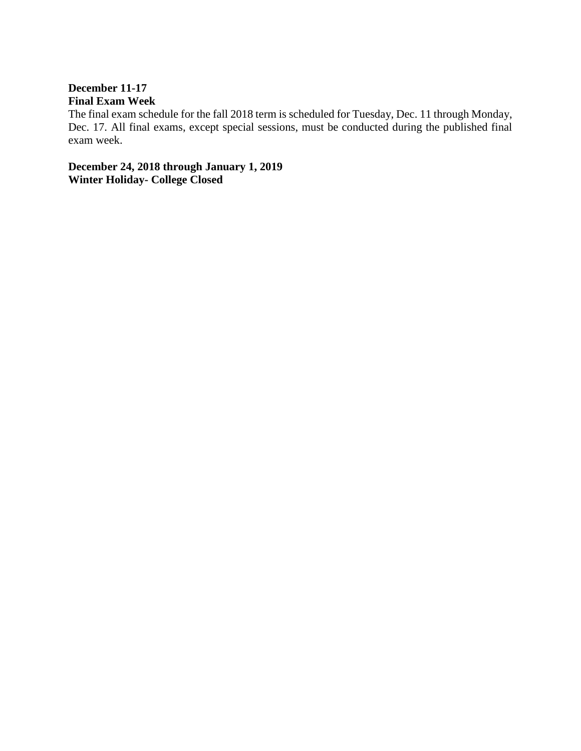**December 11-17**
**Final Exam Week**
The final exam schedule for the fall 2018 term is scheduled for Tuesday, Dec. 11 through Monday, Dec. 17. All final exams, except special sessions, must be conducted during the published final exam week.

**December 24, 2018 through January 1, 2019**
**Winter Holiday- College Closed**